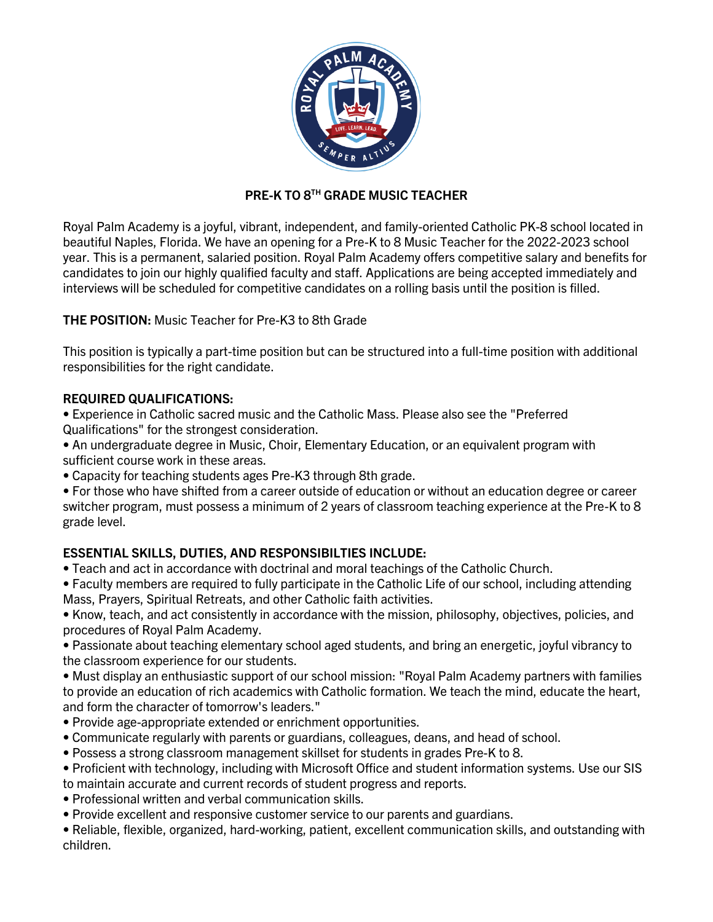# PRE-K TO 8TH GRADE MUSIC TEACHER

Royal Palm Academy is a joyful, vibrant, independent, and family-oriented Catholic PK-8 school located in beautiful Naples, Florida. We have an opening for a Pre-K to 8 Music Teacher for the 2022-2023 school year. This is a permanent, salaried position. Royal Palm Academy offers competitive salary and benefits for candidates to join our highly qualified faculty and staff. Applications are being accepted immediately and interviews will be scheduled for competitive candidates on a rolling basis until the position is filled.

**THE POSITION:** Music Teacher for Pre-K3 to 8th Grade

This position is typically a part-time position but can be structured into a full-time position with additional responsibilities for the right candidate.

**REQUIRED QUALIFICATIONS:**

- Experience in Catholic sacred music and the Catholic Mass. Please also see the "Preferred Qualifications" for the strongest consideration.
- An undergraduate degree in Music, Choir, Elementary Education, or an equivalent program with sufficient course work in these areas.
- Capacity for teaching students ages Pre-K3 through 8th grade.
- For those who have shifted from a career outside of education or without an education degree or career switcher program, must possess a minimum of 2 years of classroom teaching experience at the Pre-K to 8 grade level.

**ESSENTIAL SKILLS, DUTIES, AND RESPONSIBILTIES INCLUDE:**

- Teach and act in accordance with doctrinal and moral teachings of the Catholic Church.
- Faculty members are required to fully participate in the Catholic Life of our school, including attending Mass, Prayers, Spiritual Retreats, and other Catholic faith activities.
- Know, teach, and act consistently in accordance with the mission, philosophy, objectives, policies, and procedures of Royal Palm Academy.
- Passionate about teaching elementary school aged students, and bring an energetic, joyful vibrancy to the classroom experience for our students.
- Must display an enthusiastic support of our school mission: "Royal Palm Academy partners with families to provide an education of rich academics with Catholic formation. We teach the mind, educate the heart, and form the character of tomorrow's leaders."
- Provide age-appropriate extended or enrichment opportunities.
- Communicate regularly with parents or guardians, colleagues, deans, and head of school.
- Possess a strong classroom management skillset for students in grades Pre-K to 8.
- Proficient with technology, including with Microsoft Office and student information systems. Use our SIS to maintain accurate and current records of student progress and reports.
- Professional written and verbal communication skills.
- Provide excellent and responsive customer service to our parents and guardians.
- Reliable, flexible, organized, hard-working, patient, excellent communication skills, and outstanding with children.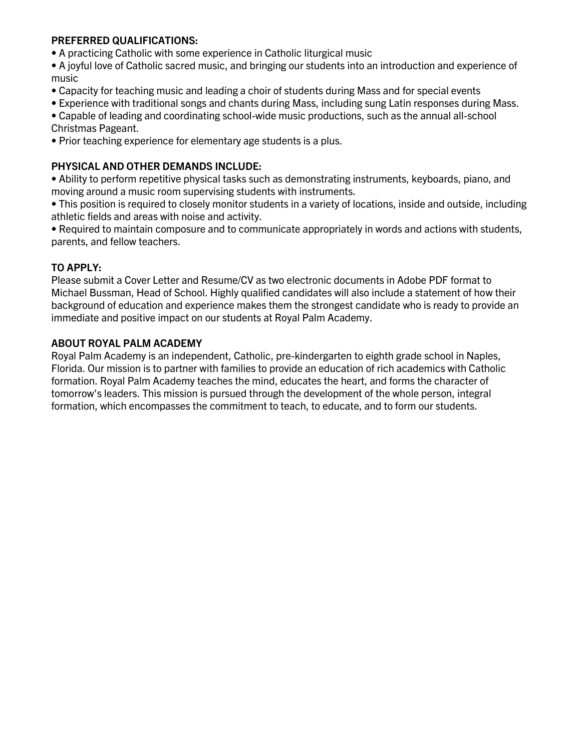**PREFERRED QUALIFICATIONS:**

- A practicing Catholic with some experience in Catholic liturgical music
- A joyful love of Catholic sacred music, and bringing our students into an introduction and experience of music
- Capacity for teaching music and leading a choir of students during Mass and for special events
- Experience with traditional songs and chants during Mass, including sung Latin responses during Mass.
- Capable of leading and coordinating school-wide music productions, such as the annual all-school Christmas Pageant.
- Prior teaching experience for elementary age students is a plus.

**PHYSICAL AND OTHER DEMANDS INCLUDE:**

- Ability to perform repetitive physical tasks such as demonstrating instruments, keyboards, piano, and moving around a music room supervising students with instruments.
- This position is required to closely monitor students in a variety of locations, inside and outside, including athletic fields and areas with noise and activity.
- Required to maintain composure and to communicate appropriately in words and actions with students, parents, and fellow teachers.

**TO APPLY:**

Please submit a Cover Letter and Resume/CV as two electronic documents in Adobe PDF format to Michael Bussman, Head of School. Highly qualified candidates will also include a statement of how their background of education and experience makes them the strongest candidate who is ready to provide an immediate and positive impact on our students at Royal Palm Academy.

**ABOUT ROYAL PALM ACADEMY**

Royal Palm Academy is an independent, Catholic, pre-kindergarten to eighth grade school in Naples, Florida. Our mission is to partner with families to provide an education of rich academics with Catholic formation. Royal Palm Academy teaches the mind, educates the heart, and forms the character of tomorrow's leaders. This mission is pursued through the development of the whole person, integral formation, which encompasses the commitment to teach, to educate, and to form our students.